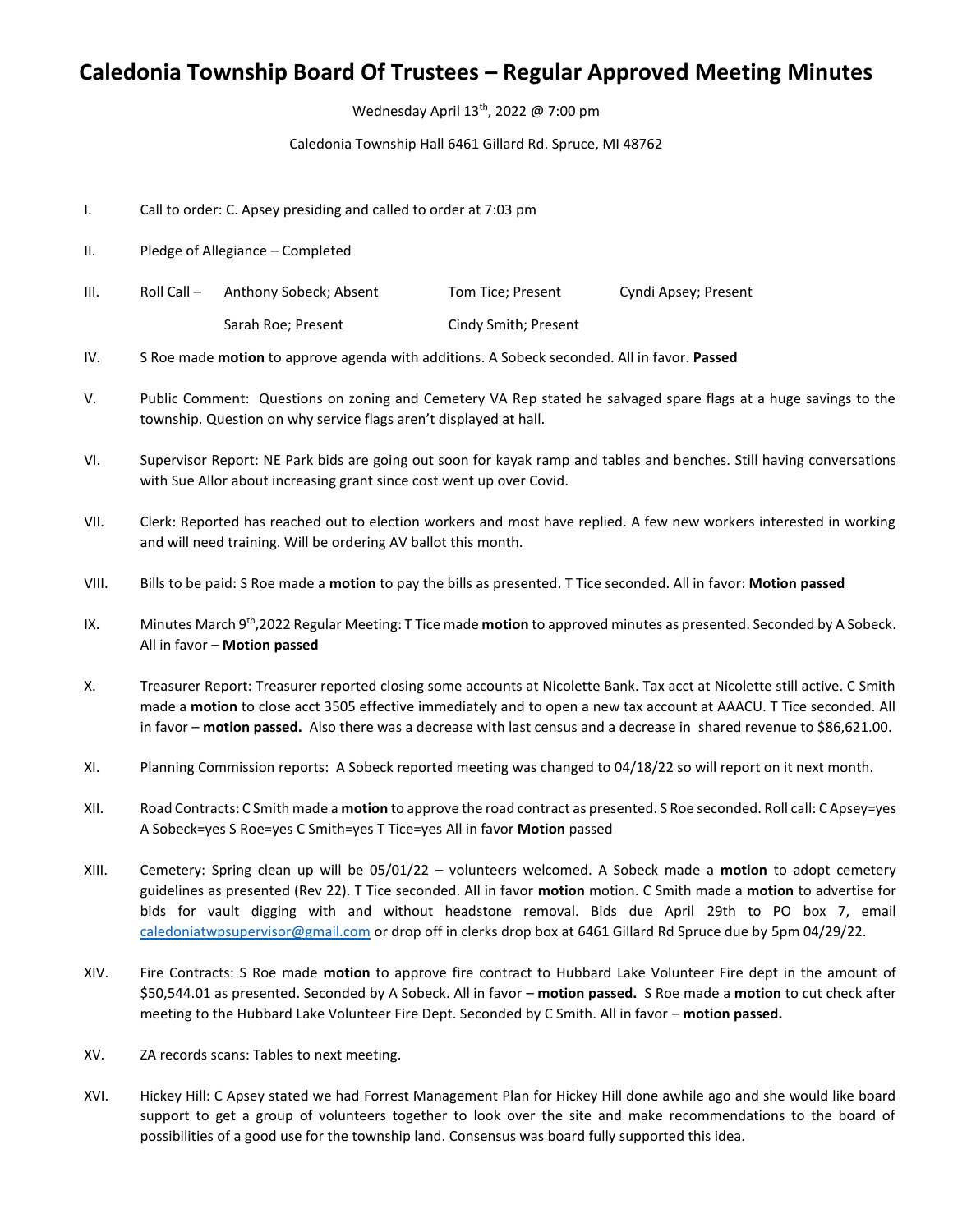# Caledonia Township Board Of Trustees – Regular Approved Meeting Minutes

Wednesday April 13th, 2022 @ 7:00 pm

Caledonia Township Hall 6461 Gillard Rd. Spruce, MI 48762

I. Call to order: C. Apsey presiding and called to order at 7:03 pm

II. Pledge of Allegiance – Completed

III. Roll Call – Anthony Sobeck; Absent Tom Tice; Present Cyndi Apsey; Present

Sarah Roe; Present Cindy Smith; Present

IV. S Roe made **motion** to approve agenda with additions. A Sobeck seconded. All in favor. **Passed**

V. Public Comment: Questions on zoning and Cemetery VA Rep stated he salvaged spare flags at a huge savings to the township. Question on why service flags aren't displayed at hall.

VI. Supervisor Report: NE Park bids are going out soon for kayak ramp and tables and benches. Still having conversations with Sue Allor about increasing grant since cost went up over Covid.

VII. Clerk: Reported has reached out to election workers and most have replied. A few new workers interested in working and will need training. Will be ordering AV ballot this month.

VIII. Bills to be paid: S Roe made a **motion** to pay the bills as presented. T Tice seconded. All in favor: **Motion passed**

IX. Minutes March 9th,2022 Regular Meeting: T Tice made **motion** to approved minutes as presented. Seconded by A Sobeck. All in favor – **Motion passed**

X. Treasurer Report: Treasurer reported closing some accounts at Nicolette Bank. Tax acct at Nicolette still active. C Smith made a **motion** to close acct 3505 effective immediately and to open a new tax account at AAACU. T Tice seconded. All in favor – **motion passed.** Also there was a decrease with last census and a decrease in shared revenue to $86,621.00.

XI. Planning Commission reports: A Sobeck reported meeting was changed to 04/18/22 so will report on it next month.

XII. Road Contracts: C Smith made a **motion** to approve the road contract as presented. S Roe seconded. Roll call: C Apsey=yes A Sobeck=yes S Roe=yes C Smith=yes T Tice=yes All in favor **Motion** passed

XIII. Cemetery: Spring clean up will be 05/01/22 – volunteers welcomed. A Sobeck made a **motion** to adopt cemetery guidelines as presented (Rev 22). T Tice seconded. All in favor **motion** motion. C Smith made a **motion** to advertise for bids for vault digging with and without headstone removal. Bids due April 29th to PO box 7, email caledoniatwpsupervisor@gmail.com or drop off in clerks drop box at 6461 Gillard Rd Spruce due by 5pm 04/29/22.

XIV. Fire Contracts: S Roe made **motion** to approve fire contract to Hubbard Lake Volunteer Fire dept in the amount of $50,544.01 as presented. Seconded by A Sobeck. All in favor – **motion passed.** S Roe made a **motion** to cut check after meeting to the Hubbard Lake Volunteer Fire Dept. Seconded by C Smith. All in favor – **motion passed.**

XV. ZA records scans: Tables to next meeting.

XVI. Hickey Hill: C Apsey stated we had Forrest Management Plan for Hickey Hill done awhile ago and she would like board support to get a group of volunteers together to look over the site and make recommendations to the board of possibilities of a good use for the township land. Consensus was board fully supported this idea.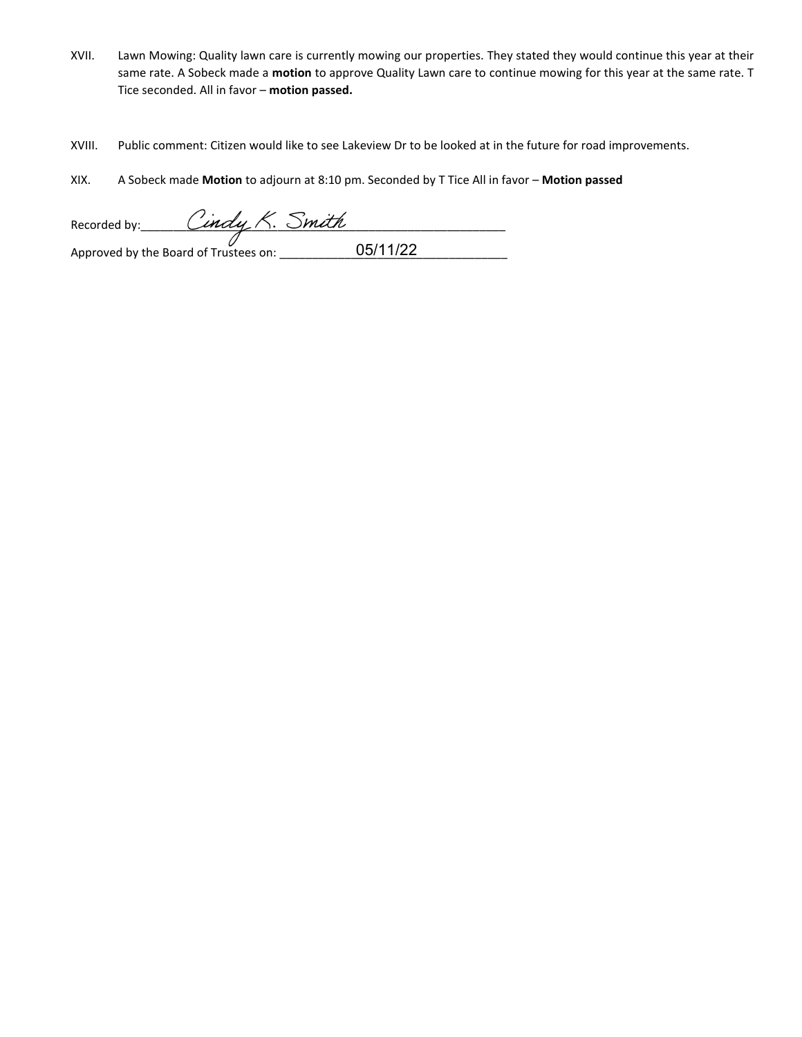XVII. Lawn Mowing: Quality lawn care is currently mowing our properties. They stated they would continue this year at their same rate. A Sobeck made a **motion** to approve Quality Lawn care to continue mowing for this year at the same rate. T Tice seconded. All in favor – **motion passed.**

XVIII. Public comment: Citizen would like to see Lakeview Dr to be looked at in the future for road improvements.

XIX. A Sobeck made **Motion** to adjourn at 8:10 pm. Seconded by T Tice All in favor – **Motion passed**

Recorded by: Cindy K. Smith

Approved by the Board of Trustees on: 05/11/22